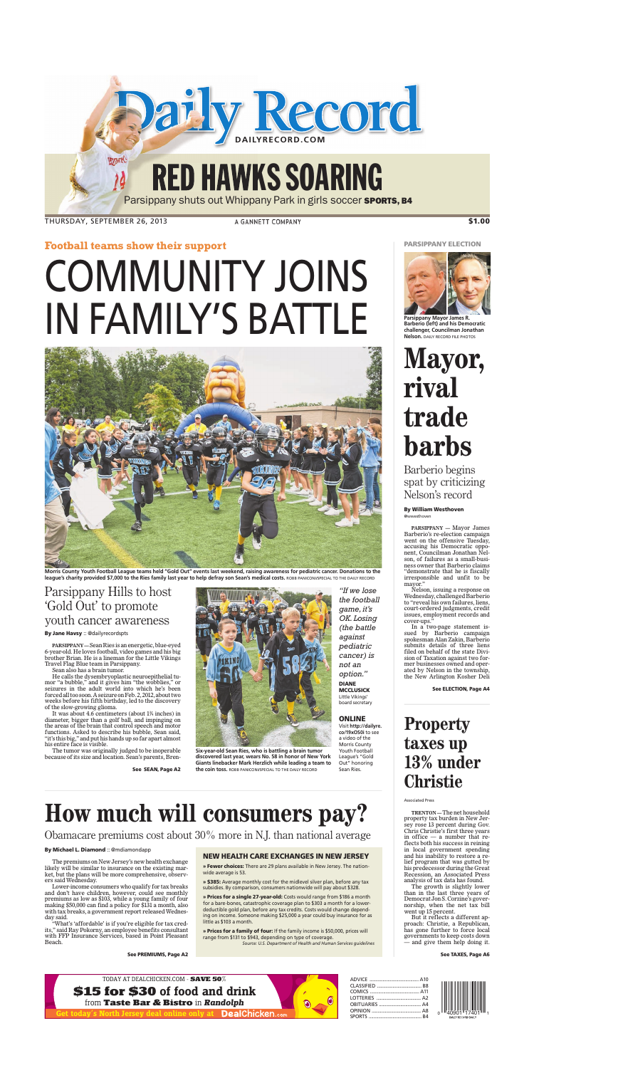# Daily Record

DAILYRECORD.COM

## RED HAWKS SOARING

Parsippany shuts out Whippany Park in girls soccer **SPORTS, B4**

THURSDAY, SEPTEMBER 26, 2013 — A GANNETT COMPANY — $1.00

**Football teams show their support**

# COMMUNITY JOINS IN FAMILY'S BATTLE

Morris County Youth Football League teams held "Gold Out" events last weekend, raising awareness for pediatric cancer. Donations to the league's charity provided $7,000 to the Ries family last year to help defray son Sean's medical costs. ROBB PANICONI/SPECIAL TO THE DAILY RECORD

## Parsippany Hills to host 'Gold Out' to promote youth cancer awareness

**By Jane Havsy** :: @dailyrecordspts

**PARSIPPANY** — Sean Ries is an energetic, blue-eyed 6-year-old. He loves football, video games and his big brother Brian. He is a lineman for the Little Vikings Travel Flag Blue team in Parsippany.

Sean also has a brain tumor.

He calls the dysembryoplastic neuroepithelial tumor "a bubble," and it gives him "the wobblies," or seizures in the adult world into which he's been forced all too soon. A seizure on Feb. 2, 2012, about two weeks before his fifth birthday, led to the discovery of the slow-growing glioma.

It was about 4.6 centimeters (about 1¾ inches) in diameter, bigger than a golf ball, and impinging on the areas of the brain that control speech and motor functions. Asked to describe his bubble, Sean said, "it's this big," and put his hands up so far apart almost his entire face is visible.

The tumor was originally judged to be inoperable because of its size and location. Sean's parents, Bren-

**See SEAN, Page A2**

Six-year-old Sean Ries, who is battling a brain tumor discovered last year, wears No. 58 in honor of New York Giants linebacker Mark Herzlich while leading a team to the coin toss. ROBB PANICONI/SPECIAL TO THE DAILY RECORD

*"If we lose the football game, it's OK. Losing (the battle against pediatric cancer) is not an option."*

**DIANE MCCLUSICK**
Little Vikings' board secretary

**ONLINE**
Visit **http://dailyre.co/19xOS0i** to see a video of the Morris County Youth Football League's "Gold Out" honoring Sean Ries.

# How much will consumers pay?

Obamacare premiums cost about 30% more in N.J. than national average

**By Michael L. Diamond** :: @mdiamondapp

The premiums on New Jersey's new health exchange likely will be similar to insurance on the existing market, but the plans will be more comprehensive, observers said Wednesday.

Lower-income consumers who qualify for tax breaks and don't have children, however, could see monthly premiums as low as $103, while a young family of four making $50,000 can find a policy for $131 a month, also with tax breaks, a government report released Wednesday said.

"What's 'affordable' is if you're eligible for tax credits," said Ray Pokorny, an employee benefits consultant with FFP Insurance Services, based in Point Pleasant Beach.

**See PREMIUMS, Page A2**

### NEW HEALTH CARE EXCHANGES IN NEW JERSEY

» **Fewer choices:** There are 29 plans available in New Jersey. The nationwide average is 53.

» **$385:** Average monthly cost for the midlevel silver plan, before any tax subsidies. By comparison, consumers nationwide will pay about $328.

» **Prices for a single 27-year-old:** Costs would range from $186 a month for a bare-bones, catastrophic coverage plan to $303 a month for a lower-deductible gold plan, before any tax credits. Costs would change depending on income. Someone making $25,000 a year could buy insurance for as little as $103 a month.

» **Prices for a family of four:** If the family income is $50,000, prices will range from $131 to $943, depending on type of coverage.

*Source: U.S. Department of Health and Human Services guidelines*

**PARSIPPANY ELECTION**

**Parsippany Mayor James R. Barberio (left) and his Democratic challenger, Councilman Jonathan Nelson.** DAILY RECORD FILE PHOTOS

# Mayor, rival trade barbs

Barberio begins spat by criticizing Nelson's record

**By William Westhoven**
@wwesthoven

**PARSIPPANY** — Mayor James Barberio's re-election campaign went on the offensive Tuesday, accusing his Democratic opponent, Councilman Jonathan Nelson, of failures as a small-business owner that Barberio claims "demonstrate that he is fiscally irresponsible and unfit to be mayor."

Nelson, issuing a response on Wednesday, challenged Barberio to "reveal his own failures, liens, court-ordered judgments, credit issues, employment records and cover-ups."

In a two-page statement issued by Barberio campaign spokesman Alan Zakin, Barberio submits details of three liens filed on behalf of the state Division of Taxation against two former businesses owned and operated by Nelson in the township, the New Arlington Kosher Deli

**See ELECTION, Page A4**

# Property taxes up 13% under Christie

Associated Press

**TRENTON** — The net household property tax burden in New Jersey rose 13 percent during Gov. Chris Christie's first three years in office — a number that reflects both his success in reining in local government spending and his inability to restore a relief program that was gutted by his predecessor during the Great Recession, an Associated Press analysis of tax data has found.

The growth is slightly lower than in the last three years of Democrat Jon S. Corzine's governorship, when the net tax bill went up 15 percent.

But it reflects a different approach: Christie, a Republican, has gone further to force local governments to keep costs down — and give them help doing it.

**See TAXES, Page A6**

TODAY AT DEALCHICKEN.COM · **SAVE 50%**
**$15 for $30 of food and drink** from **Taste Bar & Bistro** in ***Randolph***
Get today's North Jersey deal online only at DealChicken.com

| | |
|---|---|
| ADVICE | A10 |
| CLASSIFIED | B8 |
| COMICS | A11 |
| LOTTERIES | A2 |
| OBITUARIES | A4 |
| OPINION | A8 |
| SPORTS | B4 |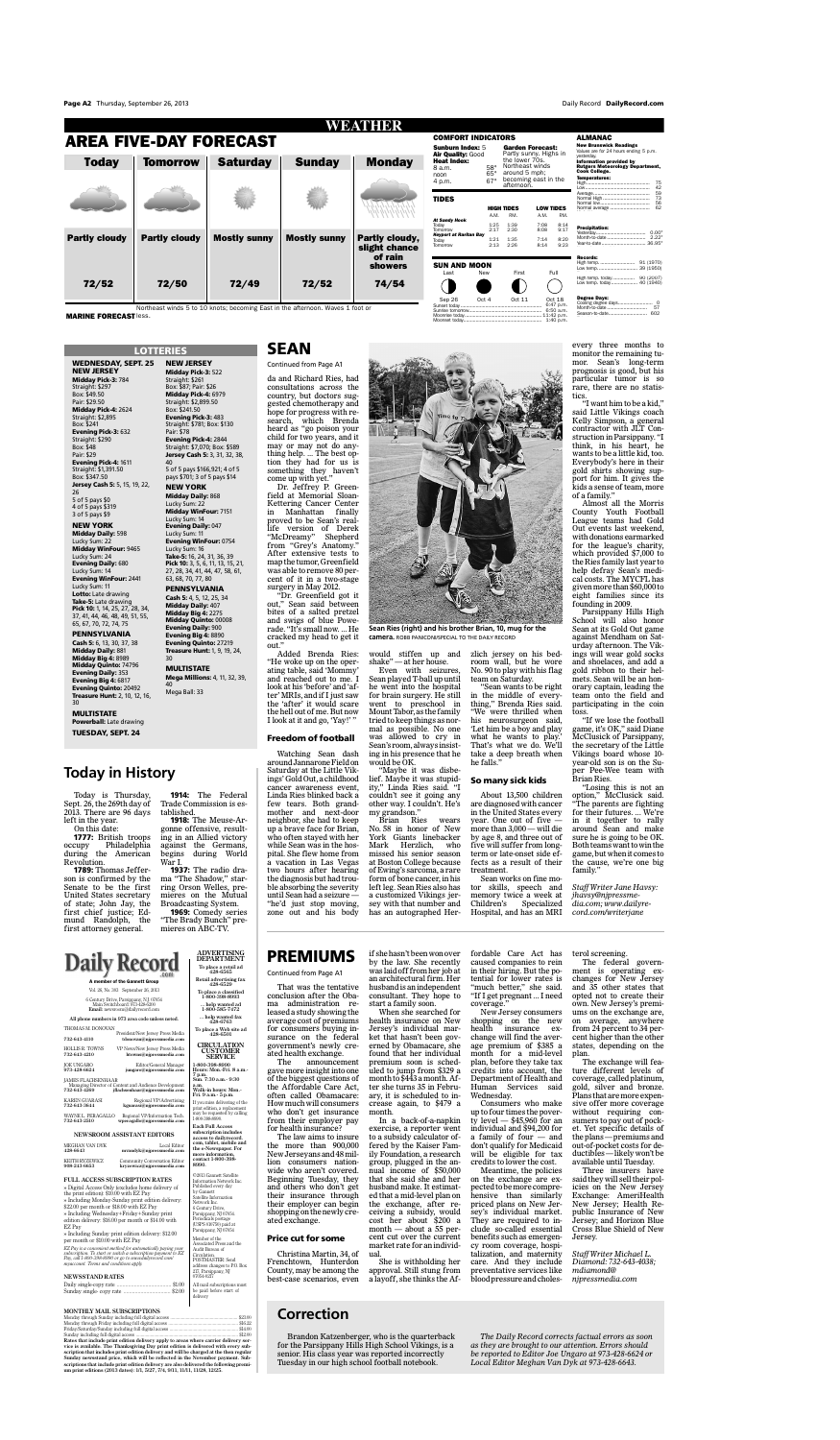# WEATHER

## AREA FIVE-DAY FORECAST

| Today | Tomorrow | Saturday | Sunday | Monday |
|---|---|---|---|---|
| Partly cloudy | Partly cloudy | Mostly sunny | Mostly sunny | Partly cloudy, slight chance of rain showers |
| 72/52 | 72/50 | 72/49 | 72/52 | 74/54 |

**MARINE FORECAST** Northeast winds 5 to 10 knots; becoming East in the afternoon. Waves 1 foot or less.

### COMFORT INDICATORS

**Sunburn Index:** 5
**Air Quality:** Good
**Heat Index:**
8 a.m. 58°
noon 65°
4 p.m. 67°

**Garden Forecast:** Partly sunny. Highs in the lower 70s. Northeast winds around 5 mph; becoming east in the afternoon.

### TIDES

| | HIGH TIDES A.M. | P.M. | LOW TIDES A.M. | P.M. |
|---|---|---|---|---|
| **At Sandy Hook** | | | | |
| Today | 1:25 | 1:38 | 7:09 | 8:14 |
| Tomorrow | 2:17 | 2:30 | 8:09 | 9:17 |
| **Newport at Raritan Bay** | | | | |
| Today | 1:21 | 1:35 | 7:14 | 8:20 |
| Tomorrow | 2:13 | 2:26 | 8:14 | 9:23 |

### SUN AND MOON

| Last | New | First | Full |
|---|---|---|---|
| Sep 26 | Oct 4 | Oct 11 | Oct 18 |

Sunset today.......6:47 p.m.
Sunrise tomorrow.......6:50 a.m.
Moonrise today.......11:42 p.m.
Moonset today.......1:40 p.m.

### ALMANAC

**New Brunswick Readings**
Values are for 24 hours ending 5 p.m. yesterday.
**Information provided by Rutgers Meteorology Department, Cook College.**

**Temperatures:**
High.......75
Low.......42
Average.......59
Normal High.......73
Normal low.......56
Normal average.......62

**Precipitation:**
Yesterday.......0.00"
Month-to-date.......3.23"
Year-to-date.......36.65"

**Records:**
High temp.......91 (1970)
Low temp.......39 (1950)

High temp. today.......90 (2007)
Low temp. today.......40 (1940)

**Degree Days:**
Cooling degree days.......0
Month-to-date.......57
Season-to-date.......602

## LOTTERIES

**WEDNESDAY, SEPT. 25**

**NEW JERSEY**
**Midday Pick-3:** 784
Straight: $297
Box: $49.50
Pair: $29.50
**Midday Pick-4:** 2624
Straight: $2,895
Box: $241
**Evening Pick-3:** 632
Straight: $290
Box: $48
Pair: $29
**Evening Pick-4:** 1611
Straight: $1,391.50
Box: $347.50
**Jersey Cash 5:** 5, 15, 19, 22, 26
5 of 5 pays $0
4 of 5 pays $319
3 of 5 pays $9

**NEW YORK**
**Midday Daily:** 598
Lucky Sum: 22
**Midday WinFour:** 9465
Lucky Sum: 24
**Evening Daily:** 680
Lucky Sum: 14
**Evening WinFour:** 2441
Lucky Sum: 11
**Lotto:** Late drawing
**Take-5:** Late drawing
**Pick 10:** 1, 14, 25, 27, 28, 34, 37, 41, 44, 46, 48, 49, 51, 55, 65, 67, 70, 72, 74, 75

**PENNSYLVANIA**
**Cash 5:** 6, 13, 30, 37, 38
**Midday Daily:** 881
**Midday Big 4:** 8989
**Midday Quinto:** 74796
**Evening Daily:** 353
**Evening Big 4:** 6817
**Evening Quinto:** 20492
**Treasure Hunt:** 2, 10, 12, 16, 30

**MULTISTATE**
**Powerball:** Late drawing

**TUESDAY, SEPT. 24**

**NEW JERSEY**
**Midday Pick-3:** 522
Straight: $261
Box: $87; Pair: $26
**Midday Pick-4:** 6979
Straight: $2,899.50
Box: $241.50
**Evening Pick-3:** 483
Straight: $781; Box: $130
Pair: $78
**Evening Pick-4:** 2844
Straight: $7,070; Box: $589
**Jersey Cash 5:** 3, 31, 32, 38, 40
5 of 5 pays $166,921; 4 of 5 pays $701; 3 of 5 pays $14

**NEW YORK**
**Midday Daily:** 868
Lucky Sum: 22
**Midday WinFour:** 7151
Lucky Sum: 14
**Evening Daily:** 047
Lucky Sum: 11
**Evening WinFour:** 0754
Lucky Sum: 16
**Take-5:** 16, 24, 31, 36, 39
**Pick 10:** 3, 5, 6, 11, 13, 15, 21, 27, 28, 34, 41, 44, 47, 58, 61, 63, 68, 70, 77, 80

**PENNSYLVANIA**
**Cash 5:** 4, 5, 12, 25, 34
**Midday Daily:** 407
**Midday Big 4:** 2275
**Midday Quinto:** 00008
**Evening Daily:** 900
**Evening Big 4:** 8890
**Evening Quinto:** 27219
**Treasure Hunt:** 1, 9, 19, 24, 30

**MULTISTATE**
**Mega Millions:** 4, 11, 32, 39, 40
Mega Ball: 33

## Today in History

Today is Thursday, Sept. 26, the 269th day of 2013. There are 96 days left in the year.

On this date:

**1777:** British troops occupy Philadelphia during the American Revolution.

**1789:** Thomas Jefferson is confirmed by the Senate to be the first United States secretary of state; John Jay, the first chief justice; Edmund Randolph, the first attorney general.

**1914:** The Federal Trade Commission is established.

**1918:** The Meuse-Argonne offensive, resulting in an Allied victory against the Germans, begins during World War I.

**1937:** The radio drama "The Shadow," starring Orson Welles, premieres on the Mutual Broadcasting System.

**1969:** Comedy series "The Brady Bunch" premieres on ABC-TV.

# SEAN

Continued from Page A1

da and Richard Ries, had consultations across the country, but doctors suggested chemotherapy and hope for progress with research, which Brenda heard as "go poison your child for two years, and it may or may not do anything help. … The best option they had for us is something they haven't come up with yet."

Dr. Jeffrey P. Greenfield at Memorial Sloan-Kettering Cancer Center in Manhattan finally proved to be Sean's real-life version of Derek "McDreamy" Shepherd from "Grey's Anatomy." After extensive tests to map the tumor, Greenfield was able to remove 80 percent of it in a two-stage surgery in May 2012.

"Dr. Greenfield got it out," Sean said between bites of a salted pretzel and swigs of blue Powerade. "It's small now … He cracked my head to get it out."

Added Brenda Ries: "He woke up on the operating table, said 'Mommy' and reached out to me. I look at his 'before' and 'after' MRIs, and if I just saw the 'after' it would scare the hell out of me. But now I look at it and go, 'Yay!'"

### Freedom of football

Watching Sean dash around Jannarone Field on Saturday at the Little Vikings' Gold Out, a childhood cancer awareness event, Linda Ries blinked back a few tears. Both grandmother and next-door neighbor, she had to keep up a brave face for Brian, who often stayed with her while Sean was in the hospital. She flew home from a vacation in Las Vegas two hours after hearing the diagnosis but had trouble absorbing the severity until Sean had a seizure — "he'd just stop moving, zone out and his body would stiffen up and shake" — at her house.

Even with seizures, Sean played T-ball up until he went into the hospital for brain surgery. He still went to preschool in Mount Tabor, as the family tried to keep things as normal as possible. No one was allowed to cry in Sean's room, always insisting in his presence that he would be OK.

"Maybe it was disbelief. Maybe it was stupidity," Linda Ries said. "I couldn't see it going any other way. I couldn't. He's my grandson."

Brian Ries wears No. 58 in honor of New York Giants linebacker Mark Herzlich, who missed his senior season at Boston College because of Ewing's sarcoma, a rare form of bone cancer, in his left leg. Sean Ries also has a customized Vikings jersey with that number and has an autographed Herzlich jersey on his bedroom wall, but he wore No. 90 to play with his flag team on Saturday.

"Sean wants to be right in the middle of everything," Brenda Ries said. "We were thrilled when his neurosurgeon said, 'Let him be a boy and play what he wants to play.' That's what we do. We'll take a deep breath when he falls."

Sean Ries (right) and his brother Brian, 10, mug for the camera. ROBB PANICONI/SPECIAL TO THE DAILY RECORD

### So many sick kids

About 13,500 children are diagnosed with cancer in the United States every year. One out of five — more than 3,000 — will die by age 8, and three out of five will suffer from long-term or late-onset side effects as a result of their treatment.

Sean works on fine motor skills, speech and memory twice a week at Children's Specialized Hospital, and has an MRI every three months to monitor the remaining tumor. Sean's long-term prognosis is good, but his particular tumor is so rare, there are no statistics.

"I want him to be a kid," said Little Vikings coach Kelly Simpson, a general contractor with JLT Construction in Parsippany. "I think, in his heart, he wants to be a little kid, too. Everybody's here in their gold shirts showing support for him. It gives the kids a sense of team, more of a family."

Almost all the Morris County Youth Football League teams had Gold Out events last weekend, with donations earmarked for the league's charity, which provided $7,000 to the Ries family last year to help defray Sean's medical costs. The MYCFL has given more than $60,000 to eight families since its founding in 2009.

Parsippany Hills High School will also honor Sean at its Gold Out game against Mendham on Saturday afternoon. The Vikings will wear gold socks and shoelaces, and add a gold ribbon to their helmets. Sean will be an honorary captain, leading the team onto the field and participating in the coin toss.

"If we lose the football game, it's OK," said Diane McClusick of Parsippany, the secretary of the Little Vikings board whose 10-year-old son is on the Super Pee-Wee team with Brian Ries.

"Losing this is not an option," McClusick said. "The parents are fighting for their futures. … We're in it together to rally around Sean and make sure he is going to be OK. Both teams want to win the game, but when it comes to the cause, we're one big family."

*Staff Writer Jane Havsy: jhavsy@njpressmedia.com; www.dailyrecord.com/writerjane*

# Daily Record

**A member of the Gannett Group**

Vol. 26, No. 361 September 26, 2013

6 Century Drive, Parsippany, NJ 07054
Main Switchboard: 973-428-6200
**Email:** newsroom@dailyrecord.com

**All phone numbers in 973 area code unless noted.**

THOMAS M. DONOVAN — President/New Jersey Press Media — 732-643-4110 — tdonovan@njpressmedia.com

HOLLIS R. TOWNS — VP News/New Jersey Press Media — 732-643-4210 — htowns@njpressmedia.com

JOE UNGARO — Editor/General Manager — 973-428-6621 — jungaro@njpressmedia.com

JAMES FLACHSENHAAR — Managing Director of Content and Audience Development — 732-643-4260 — jflachsenhaar@njpressmedia.com

KAREN GUARASI — Regional VP/Advertising — 732-643-3641 — kguarasi@njpressmedia.com

WAYNE L. PERAGALLO — Regional VP/Information Tech — 732-643-3510 — wperagallo@njpressmedia.com

**NEWSROOM ASSISTANT EDITORS**

MEGHAN VAN DYK — Local Editor — 428-6642 — mvandyk@njpressmedia.com

KEITH RYZEWICZ — Community Conversation Editor — 908-243-6653 — kryzewicz@njpressmedia.com

**FULL ACCESS SUBSCRIPTION RATES**

» Digital Access Only (excludes home delivery of the print edition): $10.00 with EZ Pay
» Including Monday-Sunday print edition delivery: $22.00 per month or $18.00 with EZ Pay
» Including Wednesday+Friday+Sunday print edition delivery: $16.00 per month or $14.00 with EZ Pay
» Including Sunday print edition delivery: $12.00 per month or $10.00 with EZ Pay

*EZ Pay is a convenient method for automatically paying your subscription. To start or switch a subscription payment to EZ Pay, call 1-800-398-8090 or go to www.dailyrecord.com/myaccount. Terms and conditions apply.*

**NEWSSTAND RATES**

Daily single-copy rate.......$1.00
Sunday single-copy rate.......$2.00

**MONTHLY MAIL SUBSCRIPTIONS**

Monday through Sunday including full digital access.......$29.00
Monday through Friday including full digital access.......$25.32
Friday/Saturday/Sunday including full digital access.......$14.00
Sunday including full digital access.......$12.00

**Rates that include print edition delivery apply to areas where carrier delivery service is available. The Thanksgiving Day print edition is delivered with every subscription that includes print edition delivery and will be charged at the then regular Sunday newsstand price, which will be reflected in the November payment. Subscriptions that include print edition delivery are also delivered the following premium print editions (2013 dates): 1/1, 5/27, 7/4, 9/11, 11/11, 11/28, 12/25.**

**ADVERTISING DEPARTMENT**

**To place a retail ad 428-6565**
**Retail advertising fax 428-6529**
**To place a classified 1-800-398-8093**
» **help wanted ad 1-800-585-7472**
» **help wanted fax 428-6703**
**To place a Web site ad 428-6500**

**CIRCULATION CUSTOMER SERVICE**

**1-800-398-8090**
**Hours: Mon.-Fri. 8 a.m.-7 p.m.**
**Sun. 7:30 a.m.- 9:30 a.m.**
**Walk-in hours: Mon.-Fri. 9 a.m.- 5 p.m.**
If you miss delivering of the print edition, a replacement may be requested by calling 1-800-398-8090.

**Each Full Access subscription includes access to dailyrecord.com, tablet, mobile and the e-Newspaper. For more information, contact 1-800-398-8090.**

©2013 Gannett Satellite Information Network Inc. Published every day by Gannett Satellite Information Network Inc. 6 Century Drive, Parsippany, NJ 07054. Periodicals postage (USPS 036740) paid at Parsippany, NJ 07054. Member of the Associated Press and the Audit Bureau of Circulation. POSTMASTER: Send address changes to P.O. Box 217, Parsippany, NJ 07054-0217.

All paid subscriptions must be paid before start of delivery.

# PREMIUMS

Continued from Page A1

That was the tentative conclusion after the Obama administration released a study showing the average cost of premiums for consumers buying insurance on the federal government's newly created health exchange.

The announcement gave more insight into one of the biggest questions of the Affordable Care Act, often called Obamacare: How much will consumers who don't get insurance from their employer pay for health insurance?

The law aims to insure the more than 900,000 New Jerseyans and 48 million consumers nationwide who aren't covered. Beginning Tuesday, they and others who don't get their insurance through their employer can begin shopping on the newly created exchange.

### Price cut for some

Christina Martin, 34, of Frenchtown, Hunterdon County, may be among the best-case scenarios, even if she hasn't been won over by the law. She recently was laid off from her job at an architectural firm. Her husband is an independent consultant. They hope to start a family soon.

When she searched for health insurance on New Jersey's individual market that hasn't been governed by Obamacare, she found that her individual premium soon is scheduled to jump from $329 a month to $443 a month. After she turns 35 in February, it is scheduled to increase again, to $479 a month.

In a back-of-a-napkin exercise, a reporter went to a subsidy calculator offered by the Kaiser Family Foundation, a research group, plugged in the annual income of $50,000 that she and she and her husband make. It estimated that a mid-level plan on the exchange, after receiving a subsidy, would cost her about $200 a month — about a 55 percent cut over the current market rate for an individual.

She is withholding her approval. Still stung from a layoff, she thinks the Affordable Care Act has caused companies to rein in their hiring. But the potential for lower rates is "much better," she said. "If I get pregnant … I need coverage."

New Jersey consumers shopping on the new health insurance exchange will find the average premium of $385 a month for a mid-level plan, before they take tax credits into account, the Department of Health and Human Services said Wednesday.

Consumers who make up to four times the poverty level — $45,960 for an individual and $94,200 for a family of four — and don't qualify for Medicaid will be eligible for tax credits to lower the cost.

Meantime, the policies on the exchange are expected to be more comprehensive than similarly priced plans on New Jersey's individual market. They are required to include so-called essential benefits such as emergency room coverage, hospitalization, and maternity care. And they include preventative services like blood pressure and cholesterol screening.

The federal government is operating exchanges for New Jersey and 35 other states that opted not to create their own. New Jersey's premiums on the exchange are, on average, anywhere from 24 percent to 34 percent higher than the other states, depending on the plan.

The exchange will feature different levels of coverage, called platinum, gold, silver and bronze. Plans that are more expensive offer more coverage without requiring consumers to pay out of pocket. Yet specific details of the plans — premiums and out-of-pocket costs for deductibles — likely won't be available until Tuesday.

Three insurers have said they will sell their policies on the New Jersey Exchange: AmeriHealth New Jersey; Health Republic Insurance of New Jersey; and Horizon Blue Cross Blue Shield of New Jersey.

*Staff Writer Michael L. Diamond: 732-643-4038; mdiamond@njpressmedia.com*

## Correction

Brandon Katzenberger, who is the quarterback for the Parsippany Hills High School Vikings, is a senior. His class year was reported incorrectly Tuesday in our high school football notebook.

*The Daily Record corrects factual errors as soon as they are brought to our attention. Errors should be reported to Editor Joe Ungaro at 973-428-6624 or Local Editor Meghan Van Dyk at 973-428-6643.*